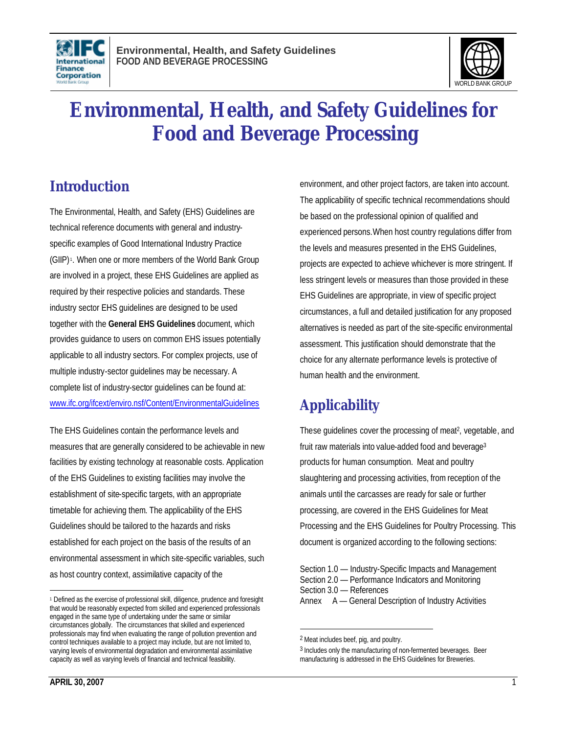# Environmental, Health, and Safety Guidelines for Food and Beverage Processing

## Introduction

The Environmental, Health, and Safety (EHS) Guidelines are technical reference documents with general and industry-specific examples of Good International Industry Practice (GIIP)[1]. When one or more members of the World Bank Group are involved in a project, these EHS Guidelines are applied as required by their respective policies and standards. These industry sector EHS guidelines are designed to be used together with the **General EHS Guidelines** document, which provides guidance to users on common EHS issues potentially applicable to all industry sectors. For complex projects, use of multiple industry-sector guidelines may be necessary. A complete list of industry-sector guidelines can be found at: www.ifc.org/ifcext/enviro.nsf/Content/EnvironmentalGuidelines

The EHS Guidelines contain the performance levels and measures that are generally considered to be achievable in new facilities by existing technology at reasonable costs. Application of the EHS Guidelines to existing facilities may involve the establishment of site-specific targets, with an appropriate timetable for achieving them. The applicability of the EHS Guidelines should be tailored to the hazards and risks established for each project on the basis of the results of an environmental assessment in which site-specific variables, such as host country context, assimilative capacity of the environment, and other project factors, are taken into account. The applicability of specific technical recommendations should be based on the professional opinion of qualified and experienced persons. When host country regulations differ from the levels and measures presented in the EHS Guidelines, projects are expected to achieve whichever is more stringent. If less stringent levels or measures than those provided in these EHS Guidelines are appropriate, in view of specific project circumstances, a full and detailed justification for any proposed alternatives is needed as part of the site-specific environmental assessment. This justification should demonstrate that the choice for any alternate performance levels is protective of human health and the environment.

## Applicability

These guidelines cover the processing of meat[2], vegetable, and fruit raw materials into value-added food and beverage[3] products for human consumption. Meat and poultry slaughtering and processing activities, from reception of the animals until the carcasses are ready for sale or further processing, are covered in the EHS Guidelines for Meat Processing and the EHS Guidelines for Poultry Processing. This document is organized according to the following sections:

Section 1.0 — Industry-Specific Impacts and Management
Section 2.0 — Performance Indicators and Monitoring
Section 3.0 — References
Annex A — General Description of Industry Activities

---

[1] Defined as the exercise of professional skill, diligence, prudence and foresight that would be reasonably expected from skilled and experienced professionals engaged in the same type of undertaking under the same or similar circumstances globally. The circumstances that skilled and experienced professionals may find when evaluating the range of pollution prevention and control techniques available to a project may include, but are not limited to, varying levels of environmental degradation and environmental assimilative capacity as well as varying levels of financial and technical feasibility.

[2] Meat includes beef, pig, and poultry.

[3] Includes only the manufacturing of non-fermented beverages. Beer manufacturing is addressed in the EHS Guidelines for Breweries.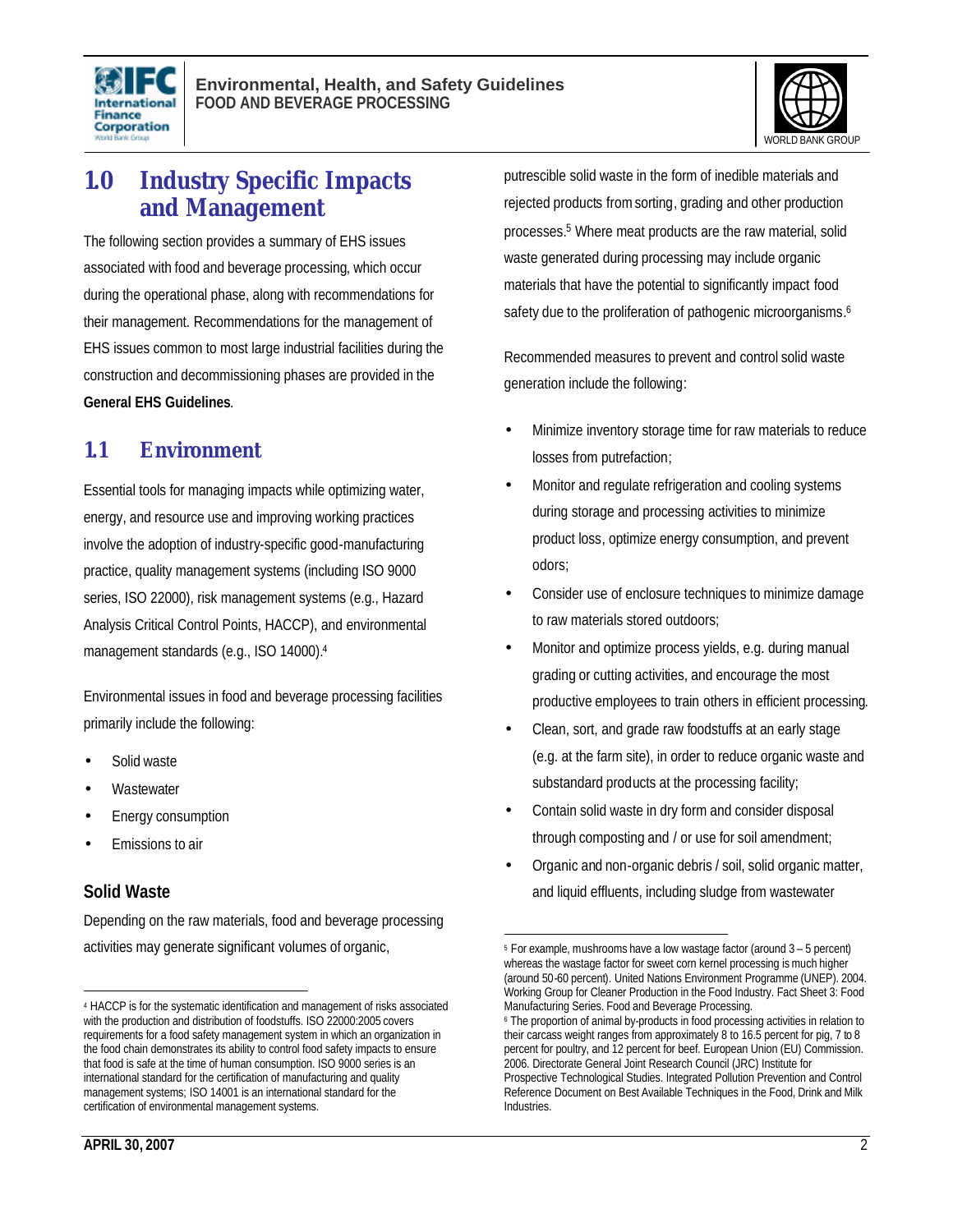# 1.0 Industry Specific Impacts and Management

The following section provides a summary of EHS issues associated with food and beverage processing, which occur during the operational phase, along with recommendations for their management. Recommendations for the management of EHS issues common to most large industrial facilities during the construction and decommissioning phases are provided in the **General EHS Guidelines**.

## 1.1 Environment

Essential tools for managing impacts while optimizing water, energy, and resource use and improving working practices involve the adoption of industry-specific good-manufacturing practice, quality management systems (including ISO 9000 series, ISO 22000), risk management systems (e.g., Hazard Analysis Critical Control Points, HACCP), and environmental management standards (e.g., ISO 14000).[4]

Environmental issues in food and beverage processing facilities primarily include the following:

- Solid waste
- Wastewater
- Energy consumption
- Emissions to air

### Solid Waste

Depending on the raw materials, food and beverage processing activities may generate significant volumes of organic, putrescible solid waste in the form of inedible materials and rejected products from sorting, grading and other production processes.[5] Where meat products are the raw material, solid waste generated during processing may include organic materials that have the potential to significantly impact food safety due to the proliferation of pathogenic microorganisms.[6]

Recommended measures to prevent and control solid waste generation include the following:

- Minimize inventory storage time for raw materials to reduce losses from putrefaction;
- Monitor and regulate refrigeration and cooling systems during storage and processing activities to minimize product loss, optimize energy consumption, and prevent odors;
- Consider use of enclosure techniques to minimize damage to raw materials stored outdoors;
- Monitor and optimize process yields, e.g. during manual grading or cutting activities, and encourage the most productive employees to train others in efficient processing.
- Clean, sort, and grade raw foodstuffs at an early stage (e.g. at the farm site), in order to reduce organic waste and substandard products at the processing facility;
- Contain solid waste in dry form and consider disposal through composting and / or use for soil amendment;
- Organic and non-organic debris / soil, solid organic matter, and liquid effluents, including sludge from wastewater

---

[4] HACCP is for the systematic identification and management of risks associated with the production and distribution of foodstuffs. ISO 22000:2005 covers requirements for a food safety management system in which an organization in the food chain demonstrates its ability to control food safety impacts to ensure that food is safe at the time of human consumption. ISO 9000 series is an international standard for the certification of manufacturing and quality management systems; ISO 14001 is an international standard for the certification of environmental management systems.

[5] For example, mushrooms have a low wastage factor (around 3 – 5 percent) whereas the wastage factor for sweet corn kernel processing is much higher (around 50-60 percent). United Nations Environment Programme (UNEP). 2004. Working Group for Cleaner Production in the Food Industry. Fact Sheet 3: Food Manufacturing Series. Food and Beverage Processing.

[6] The proportion of animal by-products in food processing activities in relation to their carcass weight ranges from approximately 8 to 16.5 percent for pig, 7 to 8 percent for poultry, and 12 percent for beef. European Union (EU) Commission. 2006. Directorate General Joint Research Council (JRC) Institute for Prospective Technological Studies. Integrated Pollution Prevention and Control Reference Document on Best Available Techniques in the Food, Drink and Milk Industries.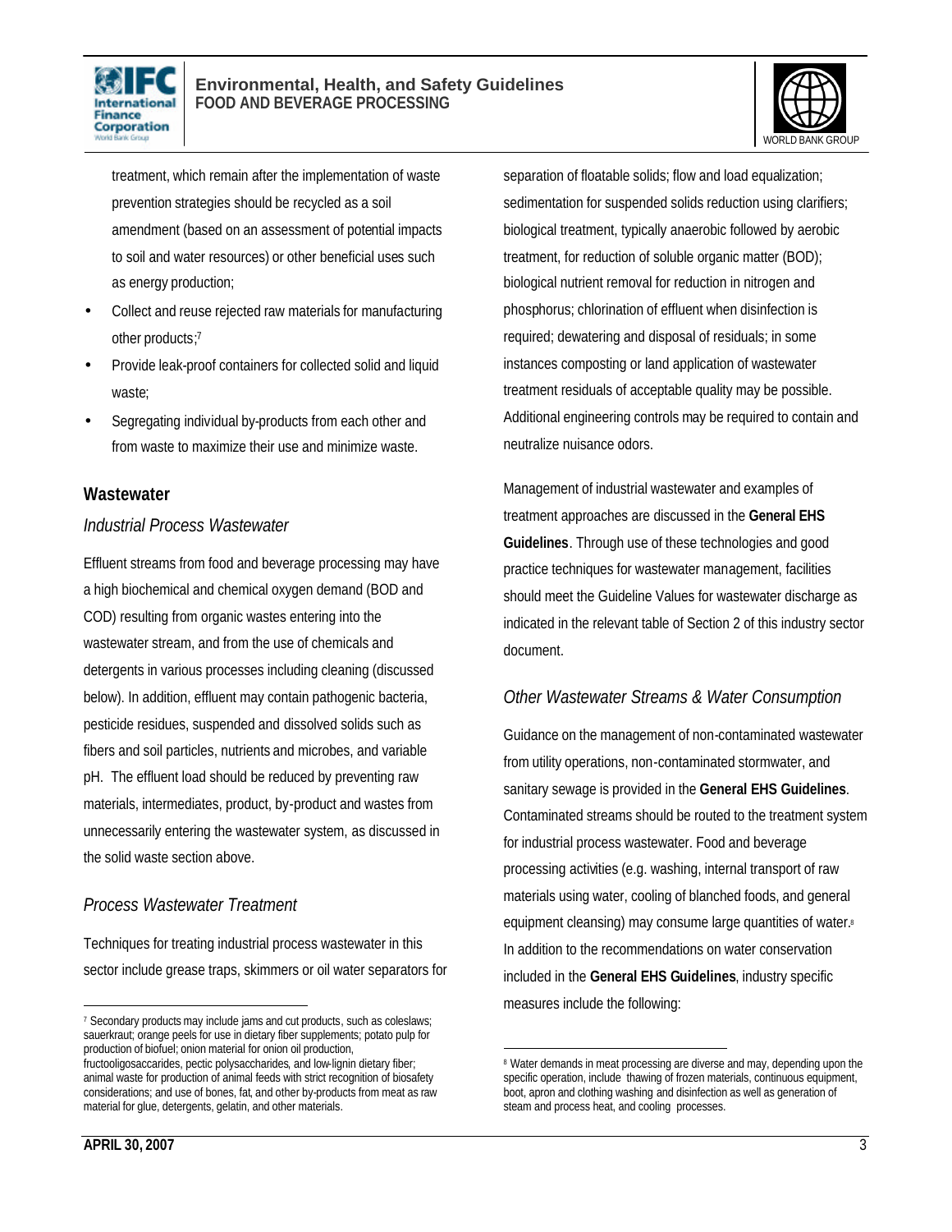treatment, which remain after the implementation of waste prevention strategies should be recycled as a soil amendment (based on an assessment of potential impacts to soil and water resources) or other beneficial uses such as energy production;

- Collect and reuse rejected raw materials for manufacturing other products;[7]
- Provide leak-proof containers for collected solid and liquid waste;
- Segregating individual by-products from each other and from waste to maximize their use and minimize waste.

## Wastewater

### *Industrial Process Wastewater*

Effluent streams from food and beverage processing may have a high biochemical and chemical oxygen demand (BOD and COD) resulting from organic wastes entering into the wastewater stream, and from the use of chemicals and detergents in various processes including cleaning (discussed below). In addition, effluent may contain pathogenic bacteria, pesticide residues, suspended and dissolved solids such as fibers and soil particles, nutrients and microbes, and variable pH. The effluent load should be reduced by preventing raw materials, intermediates, product, by-product and wastes from unnecessarily entering the wastewater system, as discussed in the solid waste section above.

### *Process Wastewater Treatment*

Techniques for treating industrial process wastewater in this sector include grease traps, skimmers or oil water separators for separation of floatable solids; flow and load equalization; sedimentation for suspended solids reduction using clarifiers; biological treatment, typically anaerobic followed by aerobic treatment, for reduction of soluble organic matter (BOD); biological nutrient removal for reduction in nitrogen and phosphorus; chlorination of effluent when disinfection is required; dewatering and disposal of residuals; in some instances composting or land application of wastewater treatment residuals of acceptable quality may be possible. Additional engineering controls may be required to contain and neutralize nuisance odors.

Management of industrial wastewater and examples of treatment approaches are discussed in the **General EHS Guidelines**. Through use of these technologies and good practice techniques for wastewater management, facilities should meet the Guideline Values for wastewater discharge as indicated in the relevant table of Section 2 of this industry sector document.

### *Other Wastewater Streams & Water Consumption*

Guidance on the management of non-contaminated wastewater from utility operations, non-contaminated stormwater, and sanitary sewage is provided in the **General EHS Guidelines**. Contaminated streams should be routed to the treatment system for industrial process wastewater. Food and beverage processing activities (e.g. washing, internal transport of raw materials using water, cooling of blanched foods, and general equipment cleansing) may consume large quantities of water.[8] In addition to the recommendations on water conservation included in the **General EHS Guidelines**, industry specific measures include the following:

---

[7] Secondary products may include jams and cut products, such as coleslaws; sauerkraut; orange peels for use in dietary fiber supplements; potato pulp for production of biofuel; onion material for onion oil production, fructooligosaccarides, pectic polysaccharides, and low-lignin dietary fiber; animal waste for production of animal feeds with strict recognition of biosafety considerations; and use of bones, fat, and other by-products from meat as raw material for glue, detergents, gelatin, and other materials.

[8] Water demands in meat processing are diverse and may, depending upon the specific operation, include thawing of frozen materials, continuous equipment, boot, apron and clothing washing and disinfection as well as generation of steam and process heat, and cooling processes.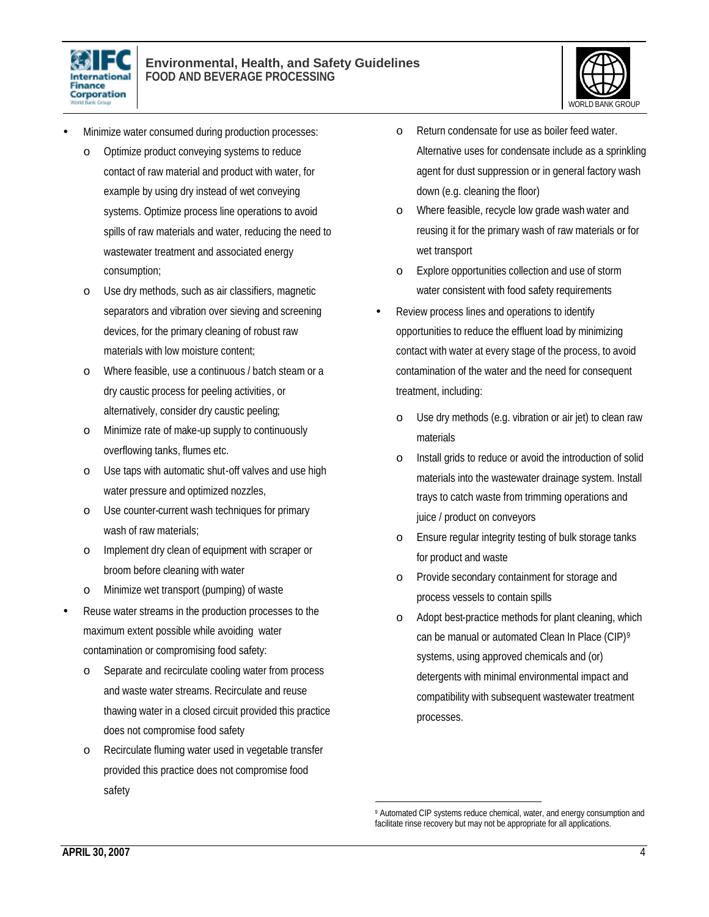- Minimize water consumed during production processes:
  - Optimize product conveying systems to reduce contact of raw material and product with water, for example by using dry instead of wet conveying systems. Optimize process line operations to avoid spills of raw materials and water, reducing the need to wastewater treatment and associated energy consumption;
  - Use dry methods, such as air classifiers, magnetic separators and vibration over sieving and screening devices, for the primary cleaning of robust raw materials with low moisture content;
  - Where feasible, use a continuous / batch steam or a dry caustic process for peeling activities, or alternatively, consider dry caustic peeling;
  - Minimize rate of make-up supply to continuously overflowing tanks, flumes etc.
  - Use taps with automatic shut-off valves and use high water pressure and optimized nozzles,
  - Use counter-current wash techniques for primary wash of raw materials;
  - Implement dry clean of equipment with scraper or broom before cleaning with water
  - Minimize wet transport (pumping) of waste
- Reuse water streams in the production processes to the maximum extent possible while avoiding water contamination or compromising food safety:
  - Separate and recirculate cooling water from process and waste water streams. Recirculate and reuse thawing water in a closed circuit provided this practice does not compromise food safety
  - Recirculate fluming water used in vegetable transfer provided this practice does not compromise food safety
  - Return condensate for use as boiler feed water. Alternative uses for condensate include as a sprinkling agent for dust suppression or in general factory wash down (e.g. cleaning the floor)
  - Where feasible, recycle low grade wash water and reusing it for the primary wash of raw materials or for wet transport
  - Explore opportunities collection and use of storm water consistent with food safety requirements
- Review process lines and operations to identify opportunities to reduce the effluent load by minimizing contact with water at every stage of the process, to avoid contamination of the water and the need for consequent treatment, including:
  - Use dry methods (e.g. vibration or air jet) to clean raw materials
  - Install grids to reduce or avoid the introduction of solid materials into the wastewater drainage system. Install trays to catch waste from trimming operations and juice / product on conveyors
  - Ensure regular integrity testing of bulk storage tanks for product and waste
  - Provide secondary containment for storage and process vessels to contain spills
  - Adopt best-practice methods for plant cleaning, which can be manual or automated Clean In Place (CIP)[9] systems, using approved chemicals and (or) detergents with minimal environmental impact and compatibility with subsequent wastewater treatment processes.

[9] Automated CIP systems reduce chemical, water, and energy consumption and facilitate rinse recovery but may not be appropriate for all applications.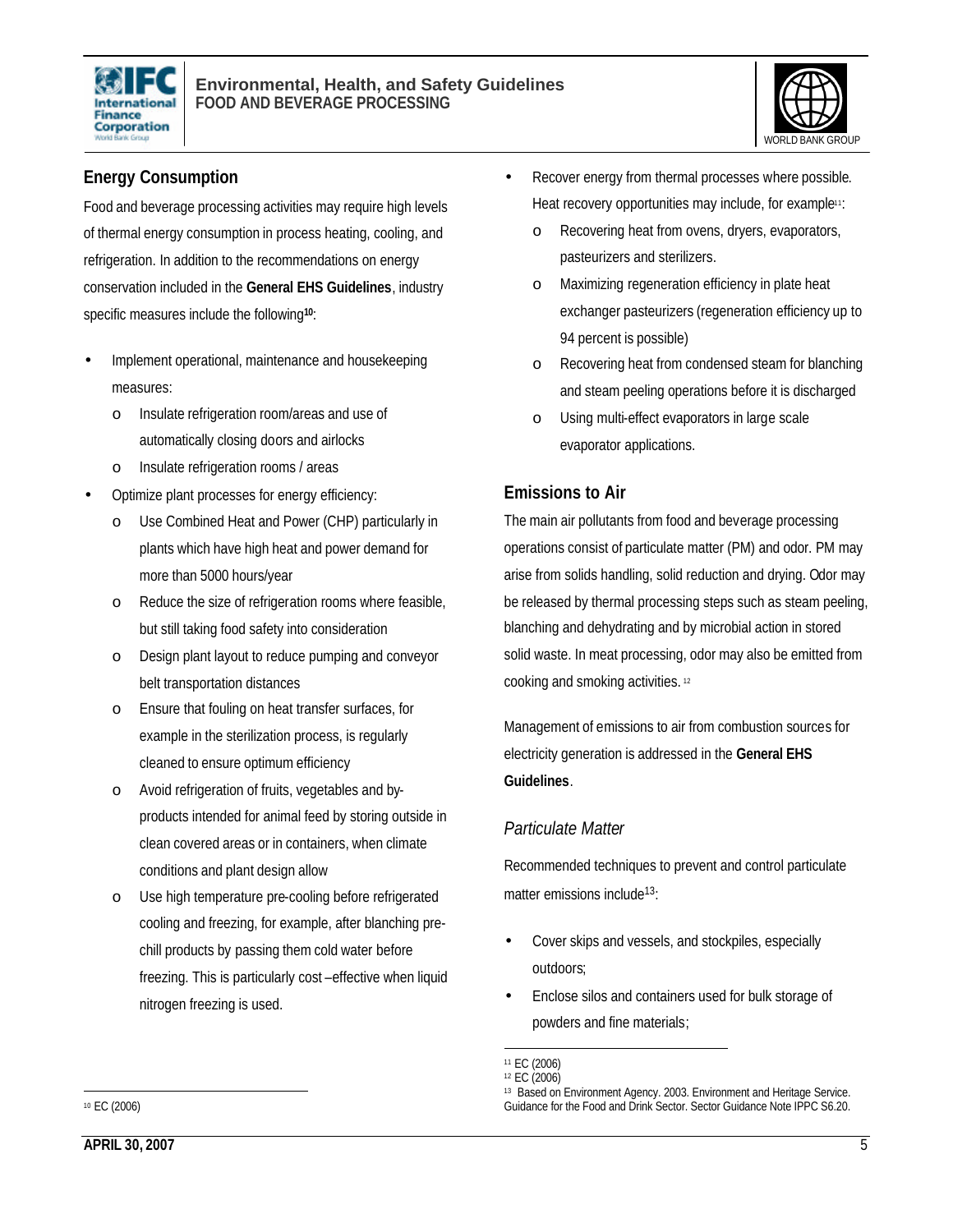## Energy Consumption

Food and beverage processing activities may require high levels of thermal energy consumption in process heating, cooling, and refrigeration. In addition to the recommendations on energy conservation included in the **General EHS Guidelines**, industry specific measures include the following[10]:

- Implement operational, maintenance and housekeeping measures:
  - Insulate refrigeration room/areas and use of automatically closing doors and airlocks
  - Insulate refrigeration rooms / areas
- Optimize plant processes for energy efficiency:
  - Use Combined Heat and Power (CHP) particularly in plants which have high heat and power demand for more than 5000 hours/year
  - Reduce the size of refrigeration rooms where feasible, but still taking food safety into consideration
  - Design plant layout to reduce pumping and conveyor belt transportation distances
  - Ensure that fouling on heat transfer surfaces, for example in the sterilization process, is regularly cleaned to ensure optimum efficiency
  - Avoid refrigeration of fruits, vegetables and by-products intended for animal feed by storing outside in clean covered areas or in containers, when climate conditions and plant design allow
  - Use high temperature pre-cooling before refrigerated cooling and freezing, for example, after blanching pre-chill products by passing them cold water before freezing. This is particularly cost –effective when liquid nitrogen freezing is used.
- Recover energy from thermal processes where possible. Heat recovery opportunities may include, for example[11]:
  - Recovering heat from ovens, dryers, evaporators, pasteurizers and sterilizers.
  - Maximizing regeneration efficiency in plate heat exchanger pasteurizers (regeneration efficiency up to 94 percent is possible)
  - Recovering heat from condensed steam for blanching and steam peeling operations before it is discharged
  - Using multi-effect evaporators in large scale evaporator applications.

## Emissions to Air

The main air pollutants from food and beverage processing operations consist of particulate matter (PM) and odor. PM may arise from solids handling, solid reduction and drying. Odor may be released by thermal processing steps such as steam peeling, blanching and dehydrating and by microbial action in stored solid waste. In meat processing, odor may also be emitted from cooking and smoking activities. [12]

Management of emissions to air from combustion sources for electricity generation is addressed in the **General EHS Guidelines**.

### *Particulate Matter*

Recommended techniques to prevent and control particulate matter emissions include[13]:

- Cover skips and vessels, and stockpiles, especially outdoors;
- Enclose silos and containers used for bulk storage of powders and fine materials;

---

[10] EC (2006)

[11] EC (2006)

[12] EC (2006)

[13] Based on Environment Agency. 2003. Environment and Heritage Service. Guidance for the Food and Drink Sector. Sector Guidance Note IPPC S6.20.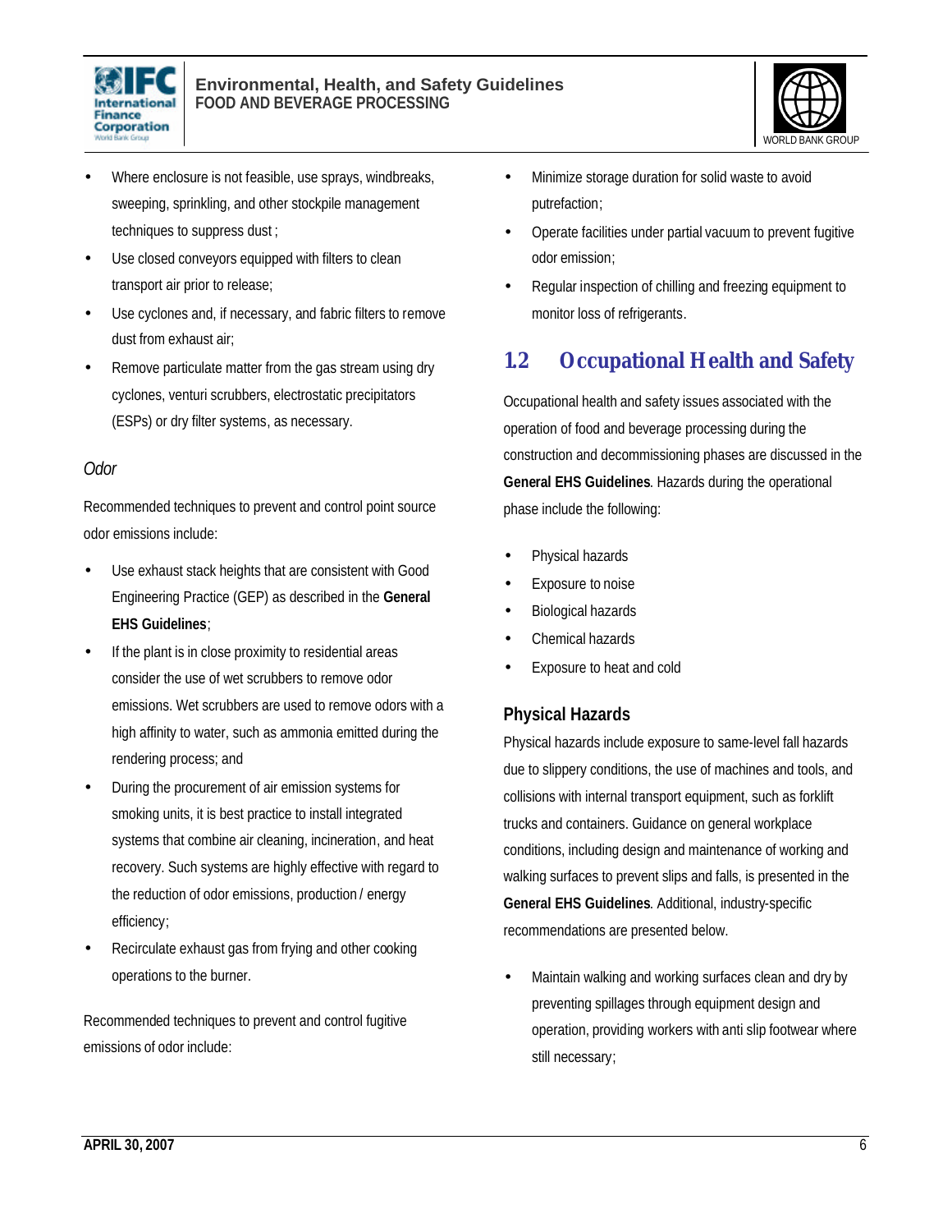- Where enclosure is not feasible, use sprays, windbreaks, sweeping, sprinkling, and other stockpile management techniques to suppress dust ;
- Use closed conveyors equipped with filters to clean transport air prior to release;
- Use cyclones and, if necessary, and fabric filters to remove dust from exhaust air;
- Remove particulate matter from the gas stream using dry cyclones, venturi scrubbers, electrostatic precipitators (ESPs) or dry filter systems, as necessary.

*Odor*

Recommended techniques to prevent and control point source odor emissions include:

- Use exhaust stack heights that are consistent with Good Engineering Practice (GEP) as described in the **General EHS Guidelines**;
- If the plant is in close proximity to residential areas consider the use of wet scrubbers to remove odor emissions. Wet scrubbers are used to remove odors with a high affinity to water, such as ammonia emitted during the rendering process; and
- During the procurement of air emission systems for smoking units, it is best practice to install integrated systems that combine air cleaning, incineration, and heat recovery. Such systems are highly effective with regard to the reduction of odor emissions, production / energy efficiency;
- Recirculate exhaust gas from frying and other cooking operations to the burner.

Recommended techniques to prevent and control fugitive emissions of odor include:

- Minimize storage duration for solid waste to avoid putrefaction;
- Operate facilities under partial vacuum to prevent fugitive odor emission;
- Regular inspection of chilling and freezing equipment to monitor loss of refrigerants.

## 1.2 Occupational Health and Safety

Occupational health and safety issues associated with the operation of food and beverage processing during the construction and decommissioning phases are discussed in the **General EHS Guidelines**. Hazards during the operational phase include the following:

- Physical hazards
- Exposure to noise
- Biological hazards
- Chemical hazards
- Exposure to heat and cold

### Physical Hazards

Physical hazards include exposure to same-level fall hazards due to slippery conditions, the use of machines and tools, and collisions with internal transport equipment, such as forklift trucks and containers. Guidance on general workplace conditions, including design and maintenance of working and walking surfaces to prevent slips and falls, is presented in the **General EHS Guidelines**. Additional, industry-specific recommendations are presented below.

- Maintain walking and working surfaces clean and dry by preventing spillages through equipment design and operation, providing workers with anti slip footwear where still necessary;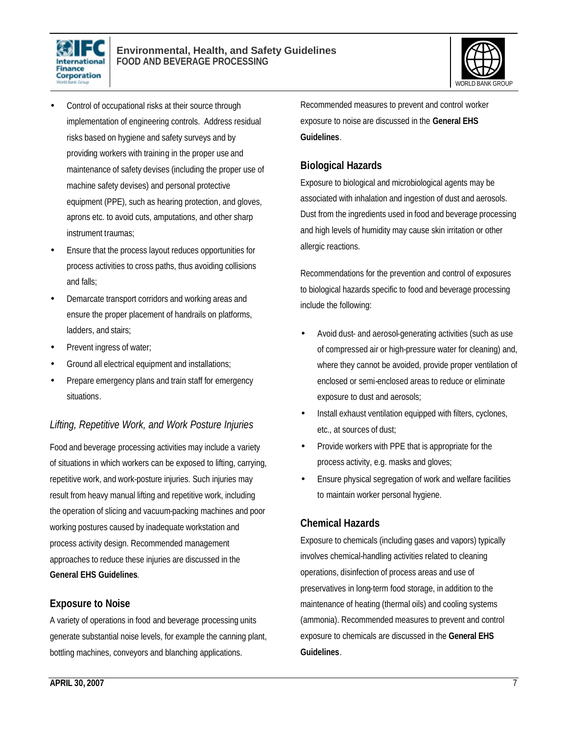- Control of occupational risks at their source through implementation of engineering controls. Address residual risks based on hygiene and safety surveys and by providing workers with training in the proper use and maintenance of safety devises (including the proper use of machine safety devises) and personal protective equipment (PPE), such as hearing protection, and gloves, aprons etc. to avoid cuts, amputations, and other sharp instrument traumas;
- Ensure that the process layout reduces opportunities for process activities to cross paths, thus avoiding collisions and falls;
- Demarcate transport corridors and working areas and ensure the proper placement of handrails on platforms, ladders, and stairs;
- Prevent ingress of water;
- Ground all electrical equipment and installations;
- Prepare emergency plans and train staff for emergency situations.

### *Lifting, Repetitive Work, and Work Posture Injuries*

Food and beverage processing activities may include a variety of situations in which workers can be exposed to lifting, carrying, repetitive work, and work-posture injuries. Such injuries may result from heavy manual lifting and repetitive work, including the operation of slicing and vacuum-packing machines and poor working postures caused by inadequate workstation and process activity design. Recommended management approaches to reduce these injuries are discussed in the **General EHS Guidelines**.

### Exposure to Noise

A variety of operations in food and beverage processing units generate substantial noise levels, for example the canning plant, bottling machines, conveyors and blanching applications. Recommended measures to prevent and control worker exposure to noise are discussed in the **General EHS Guidelines**.

### Biological Hazards

Exposure to biological and microbiological agents may be associated with inhalation and ingestion of dust and aerosols. Dust from the ingredients used in food and beverage processing and high levels of humidity may cause skin irritation or other allergic reactions.

Recommendations for the prevention and control of exposures to biological hazards specific to food and beverage processing include the following:

- Avoid dust- and aerosol-generating activities (such as use of compressed air or high-pressure water for cleaning) and, where they cannot be avoided, provide proper ventilation of enclosed or semi-enclosed areas to reduce or eliminate exposure to dust and aerosols;
- Install exhaust ventilation equipped with filters, cyclones, etc., at sources of dust;
- Provide workers with PPE that is appropriate for the process activity, e.g. masks and gloves;
- Ensure physical segregation of work and welfare facilities to maintain worker personal hygiene.

### Chemical Hazards

Exposure to chemicals (including gases and vapors) typically involves chemical-handling activities related to cleaning operations, disinfection of process areas and use of preservatives in long-term food storage, in addition to the maintenance of heating (thermal oils) and cooling systems (ammonia). Recommended measures to prevent and control exposure to chemicals are discussed in the **General EHS Guidelines**.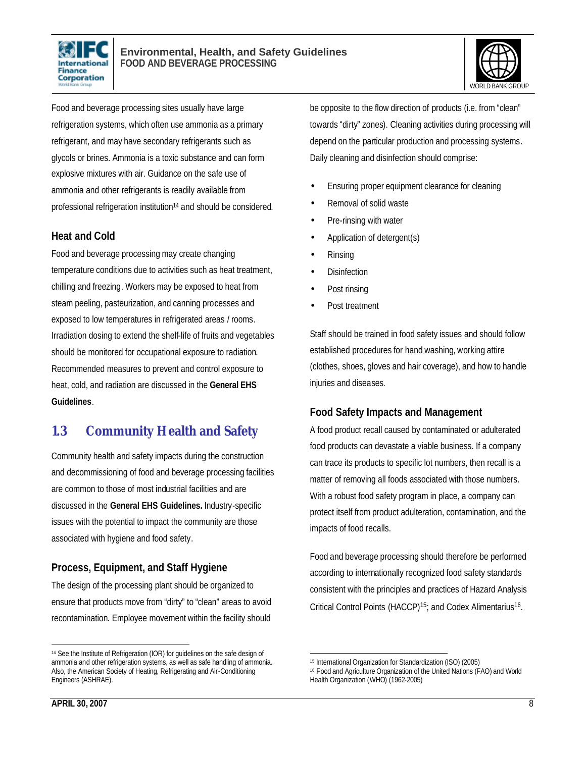Food and beverage processing sites usually have large refrigeration systems, which often use ammonia as a primary refrigerant, and may have secondary refrigerants such as glycols or brines. Ammonia is a toxic substance and can form explosive mixtures with air. Guidance on the safe use of ammonia and other refrigerants is readily available from professional refrigeration institution[14] and should be considered.

### Heat and Cold

Food and beverage processing may create changing temperature conditions due to activities such as heat treatment, chilling and freezing. Workers may be exposed to heat from steam peeling, pasteurization, and canning processes and exposed to low temperatures in refrigerated areas / rooms. Irradiation dosing to extend the shelf-life of fruits and vegetables should be monitored for occupational exposure to radiation. Recommended measures to prevent and control exposure to heat, cold, and radiation are discussed in the **General EHS Guidelines**.

## 1.3 Community Health and Safety

Community health and safety impacts during the construction and decommissioning of food and beverage processing facilities are common to those of most industrial facilities and are discussed in the **General EHS Guidelines.** Industry-specific issues with the potential to impact the community are those associated with hygiene and food safety.

### Process, Equipment, and Staff Hygiene

The design of the processing plant should be organized to ensure that products move from "dirty" to "clean" areas to avoid recontamination. Employee movement within the facility should be opposite to the flow direction of products (i.e. from "clean" towards "dirty" zones). Cleaning activities during processing will depend on the particular production and processing systems. Daily cleaning and disinfection should comprise:

- Ensuring proper equipment clearance for cleaning
- Removal of solid waste
- Pre-rinsing with water
- Application of detergent(s)
- Rinsing
- Disinfection
- Post rinsing
- Post treatment

Staff should be trained in food safety issues and should follow established procedures for hand washing, working attire (clothes, shoes, gloves and hair coverage), and how to handle injuries and diseases.

### Food Safety Impacts and Management

A food product recall caused by contaminated or adulterated food products can devastate a viable business. If a company can trace its products to specific lot numbers, then recall is a matter of removing all foods associated with those numbers. With a robust food safety program in place, a company can protect itself from product adulteration, contamination, and the impacts of food recalls.

Food and beverage processing should therefore be performed according to internationally recognized food safety standards consistent with the principles and practices of Hazard Analysis Critical Control Points (HACCP)[15]; and Codex Alimentarius[16].

---

[14] See the Institute of Refrigeration (IOR) for guidelines on the safe design of ammonia and other refrigeration systems, as well as safe handling of ammonia. Also, the American Society of Heating, Refrigerating and Air-Conditioning Engineers (ASHRAE).

[15] International Organization for Standardization (ISO) (2005)

[16] Food and Agriculture Organization of the United Nations (FAO) and World Health Organization (WHO) (1962-2005)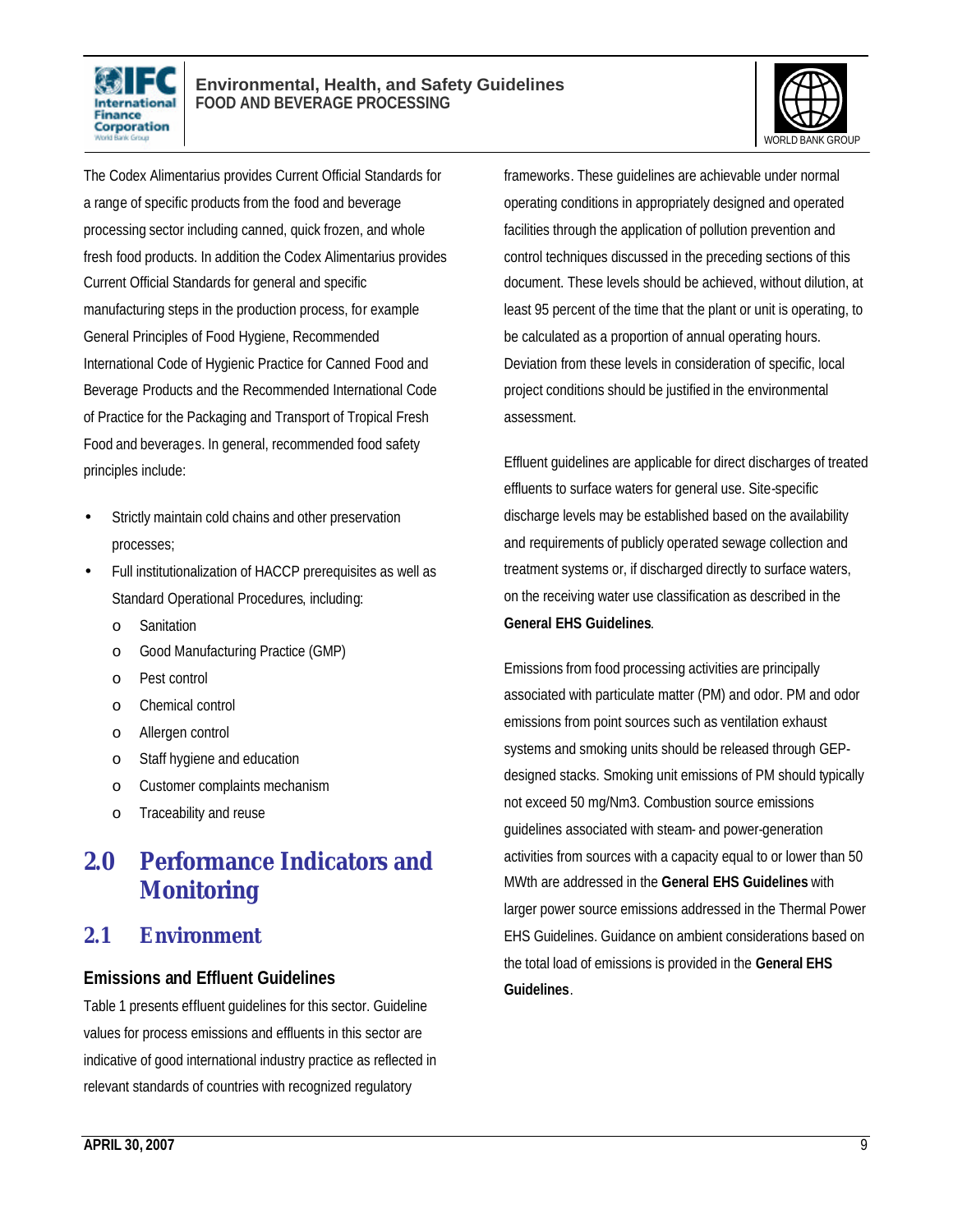The Codex Alimentarius provides Current Official Standards for a range of specific products from the food and beverage processing sector including canned, quick frozen, and whole fresh food products. In addition the Codex Alimentarius provides Current Official Standards for general and specific manufacturing steps in the production process, for example General Principles of Food Hygiene, Recommended International Code of Hygienic Practice for Canned Food and Beverage Products and the Recommended International Code of Practice for the Packaging and Transport of Tropical Fresh Food and beverages. In general, recommended food safety principles include:

- Strictly maintain cold chains and other preservation processes;
- Full institutionalization of HACCP prerequisites as well as Standard Operational Procedures, including:
  - Sanitation
  - Good Manufacturing Practice (GMP)
  - Pest control
  - Chemical control
  - Allergen control
  - Staff hygiene and education
  - Customer complaints mechanism
  - Traceability and reuse

# 2.0 Performance Indicators and Monitoring

## 2.1 Environment

### Emissions and Effluent Guidelines

Table 1 presents effluent guidelines for this sector. Guideline values for process emissions and effluents in this sector are indicative of good international industry practice as reflected in relevant standards of countries with recognized regulatory frameworks. These guidelines are achievable under normal operating conditions in appropriately designed and operated facilities through the application of pollution prevention and control techniques discussed in the preceding sections of this document. These levels should be achieved, without dilution, at least 95 percent of the time that the plant or unit is operating, to be calculated as a proportion of annual operating hours. Deviation from these levels in consideration of specific, local project conditions should be justified in the environmental assessment.

Effluent guidelines are applicable for direct discharges of treated effluents to surface waters for general use. Site-specific discharge levels may be established based on the availability and requirements of publicly operated sewage collection and treatment systems or, if discharged directly to surface waters, on the receiving water use classification as described in the **General EHS Guidelines**.

Emissions from food processing activities are principally associated with particulate matter (PM) and odor. PM and odor emissions from point sources such as ventilation exhaust systems and smoking units should be released through GEP-designed stacks. Smoking unit emissions of PM should typically not exceed 50 mg/Nm3. Combustion source emissions guidelines associated with steam- and power-generation activities from sources with a capacity equal to or lower than 50 MWth are addressed in the **General EHS Guidelines** with larger power source emissions addressed in the Thermal Power EHS Guidelines. Guidance on ambient considerations based on the total load of emissions is provided in the **General EHS Guidelines**.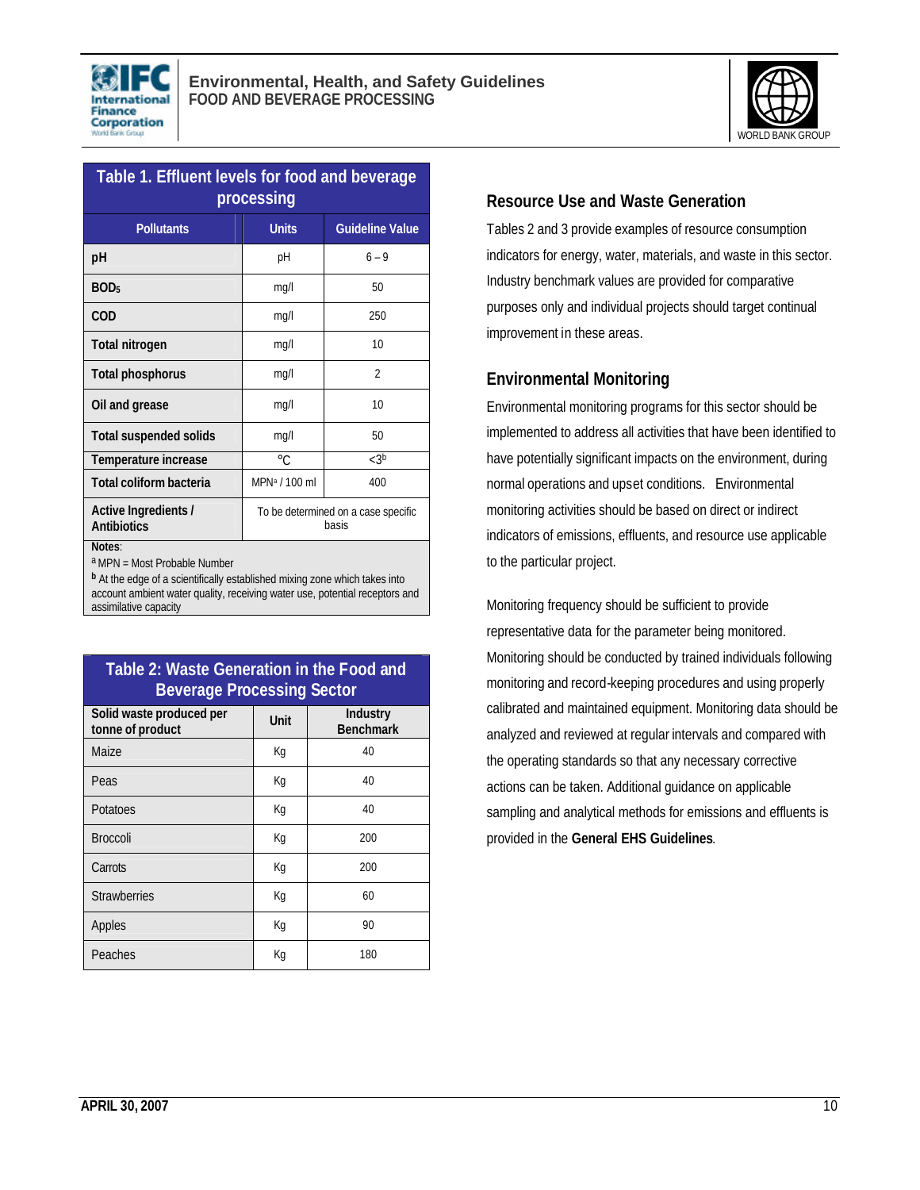**Table 1. Effluent levels for food and beverage processing**

| Pollutants | Units | Guideline Value |
|---|---|---|
| pH | pH | 6 – 9 |
| $BOD_5$ | mg/l | 50 |
| COD | mg/l | 250 |
| Total nitrogen | mg/l | 10 |
| Total phosphorus | mg/l | 2 |
| Oil and grease | mg/l | 10 |
| Total suspended solids | mg/l | 50 |
| Temperature increase | °C | <3[b] |
| Total coliform bacteria | MPN[a] / 100 ml | 400 |
| Active Ingredients / Antibiotics | To be determined on a case specific basis | |

**Notes**:
[a] MPN = Most Probable Number
[b] At the edge of a scientifically established mixing zone which takes into account ambient water quality, receiving water use, potential receptors and assimilative capacity

**Table 2: Waste Generation in the Food and Beverage Processing Sector**

| Solid waste produced per tonne of product | Unit | Industry Benchmark |
|---|---|---|
| Maize | Kg | 40 |
| Peas | Kg | 40 |
| Potatoes | Kg | 40 |
| Broccoli | Kg | 200 |
| Carrots | Kg | 200 |
| Strawberries | Kg | 60 |
| Apples | Kg | 90 |
| Peaches | Kg | 180 |

## Resource Use and Waste Generation

Tables 2 and 3 provide examples of resource consumption indicators for energy, water, materials, and waste in this sector. Industry benchmark values are provided for comparative purposes only and individual projects should target continual improvement in these areas.

## Environmental Monitoring

Environmental monitoring programs for this sector should be implemented to address all activities that have been identified to have potentially significant impacts on the environment, during normal operations and upset conditions. Environmental monitoring activities should be based on direct or indirect indicators of emissions, effluents, and resource use applicable to the particular project.

Monitoring frequency should be sufficient to provide representative data for the parameter being monitored. Monitoring should be conducted by trained individuals following monitoring and record-keeping procedures and using properly calibrated and maintained equipment. Monitoring data should be analyzed and reviewed at regular intervals and compared with the operating standards so that any necessary corrective actions can be taken. Additional guidance on applicable sampling and analytical methods for emissions and effluents is provided in the **General EHS Guidelines**.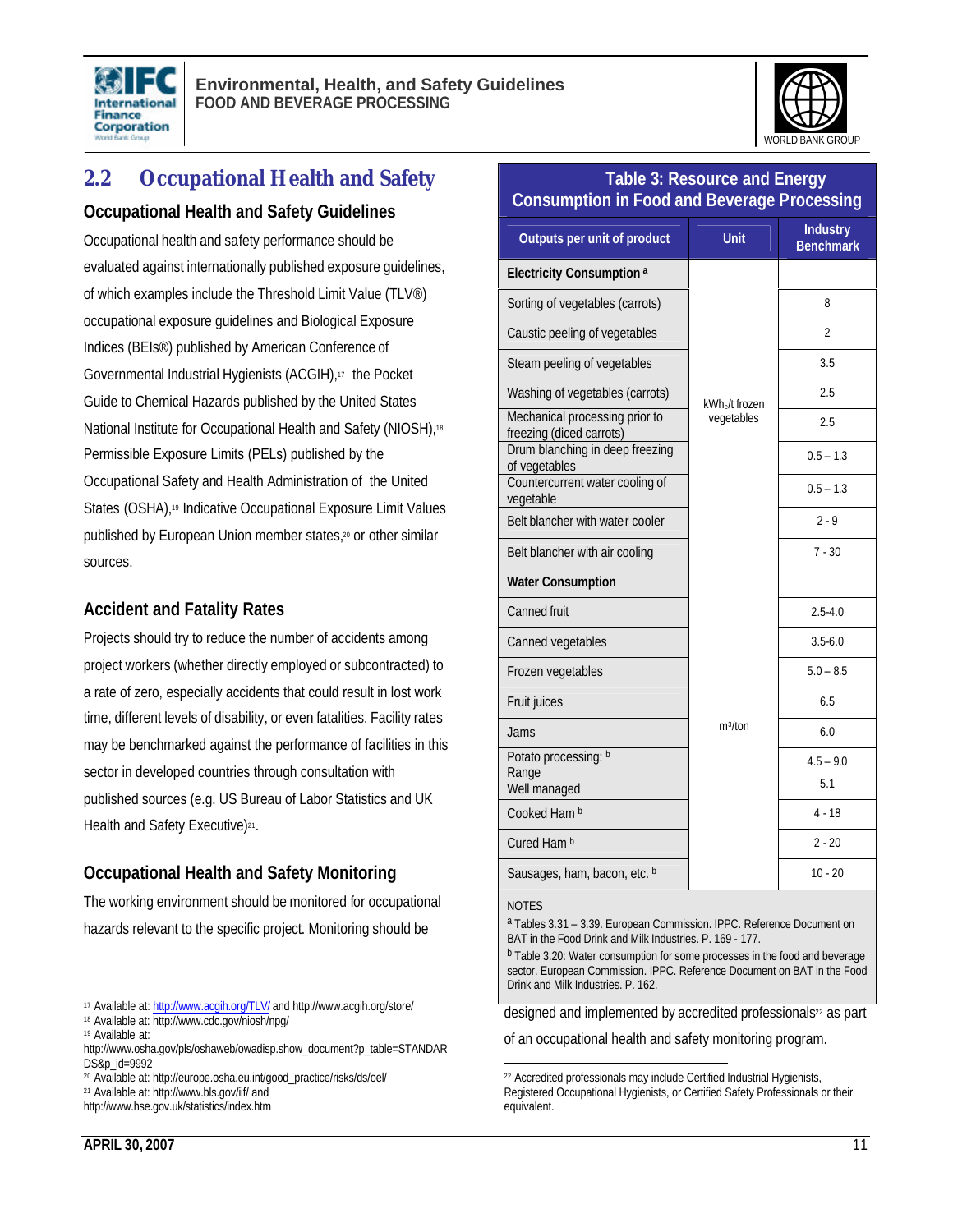## 2.2 Occupational Health and Safety

### Occupational Health and Safety Guidelines

Occupational health and safety performance should be evaluated against internationally published exposure guidelines, of which examples include the Threshold Limit Value (TLV®) occupational exposure guidelines and Biological Exposure Indices (BEIs®) published by American Conference of Governmental Industrial Hygienists (ACGIH),[17] the Pocket Guide to Chemical Hazards published by the United States National Institute for Occupational Health and Safety (NIOSH),[18] Permissible Exposure Limits (PELs) published by the Occupational Safety and Health Administration of the United States (OSHA),[19] Indicative Occupational Exposure Limit Values published by European Union member states,[20] or other similar sources.

### Accident and Fatality Rates

Projects should try to reduce the number of accidents among project workers (whether directly employed or subcontracted) to a rate of zero, especially accidents that could result in lost work time, different levels of disability, or even fatalities. Facility rates may be benchmarked against the performance of facilities in this sector in developed countries through consultation with published sources (e.g. US Bureau of Labor Statistics and UK Health and Safety Executive)[21].

### Occupational Health and Safety Monitoring

The working environment should be monitored for occupational hazards relevant to the specific project. Monitoring should be designed and implemented by accredited professionals[22] as part of an occupational health and safety monitoring program.

**Table 3: Resource and Energy Consumption in Food and Beverage Processing**

| Outputs per unit of product | Unit | Industry Benchmark |
|---|---|---|
| **Electricity Consumption** [a] | | |
| Sorting of vegetables (carrots) | $kWh_e$/t frozen vegetables | 8 |
| Caustic peeling of vegetables | | 2 |
| Steam peeling of vegetables | | 3.5 |
| Washing of vegetables (carrots) | | 2.5 |
| Mechanical processing prior to freezing (diced carrots) | | 2.5 |
| Drum blanching in deep freezing of vegetables | | 0.5 – 1.3 |
| Countercurrent water cooling of vegetable | | 0.5 – 1.3 |
| Belt blancher with water cooler | | 2 - 9 |
| Belt blancher with air cooling | | 7 - 30 |
| **Water Consumption** | | |
| Canned fruit | $m^3$/ton | 2.5-4.0 |
| Canned vegetables | | 3.5-6.0 |
| Frozen vegetables | | 5.0 – 8.5 |
| Fruit juices | | 6.5 |
| Jams | | 6.0 |
| Potato processing: [b] Range / Well managed | | 4.5 – 9.0 / 5.1 |
| Cooked Ham [b] | | 4 - 18 |
| Cured Ham [b] | | 2 - 20 |
| Sausages, ham, bacon, etc. [b] | | 10 - 20 |

NOTES

[a] Tables 3.31 – 3.39. European Commission. IPPC. Reference Document on BAT in the Food Drink and Milk Industries. P. 169 - 177.

[b] Table 3.20: Water consumption for some processes in the food and beverage sector. European Commission. IPPC. Reference Document on BAT in the Food Drink and Milk Industries. P. 162.

---

[17] Available at: http://www.acgih.org/TLV/ and http://www.acgih.org/store/

[18] Available at: http://www.cdc.gov/niosh/npg/

[19] Available at: http://www.osha.gov/pls/oshaweb/owadisp.show_document?p_table=STANDARDS&p_id=9992

[20] Available at: http://europe.osha.eu.int/good_practice/risks/ds/oel/

[21] Available at: http://www.bls.gov/iif/ and http://www.hse.gov.uk/statistics/index.htm

[22] Accredited professionals may include Certified Industrial Hygienists, Registered Occupational Hygienists, or Certified Safety Professionals or their equivalent.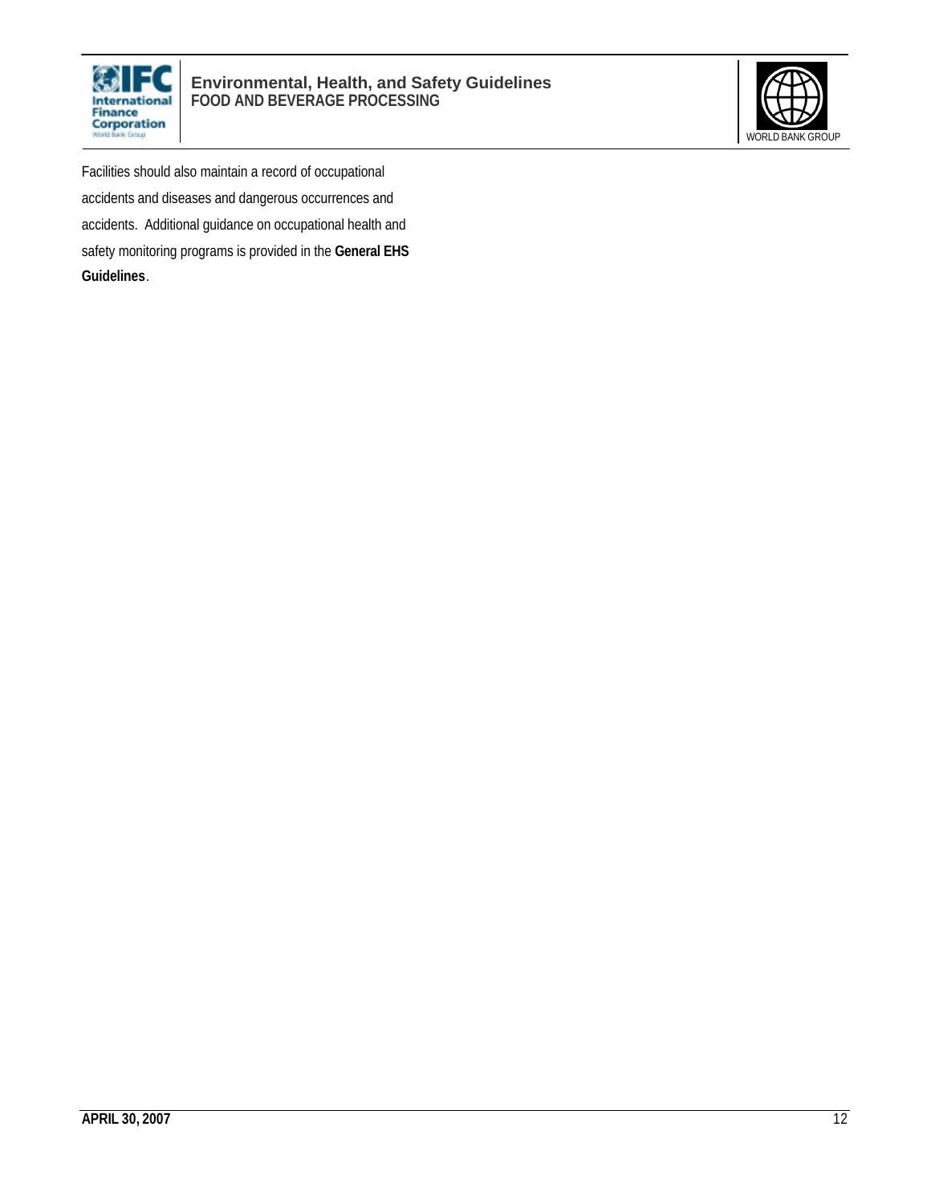Facilities should also maintain a record of occupational accidents and diseases and dangerous occurrences and accidents. Additional guidance on occupational health and safety monitoring programs is provided in the **General EHS Guidelines**.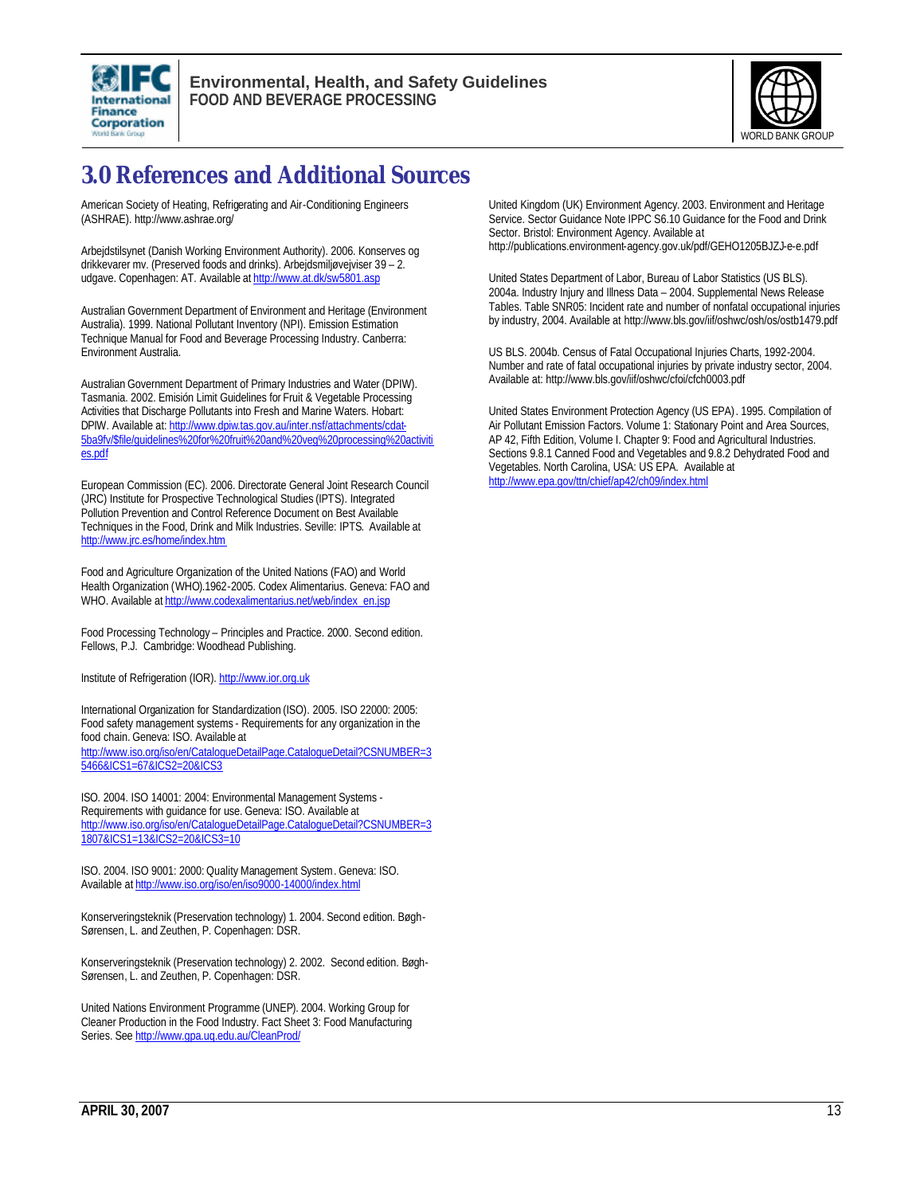# 3.0 References and Additional Sources

American Society of Heating, Refrigerating and Air-Conditioning Engineers (ASHRAE). http://www.ashrae.org/

Arbejdstilsynet (Danish Working Environment Authority). 2006. Konserves og drikkevarer mv. (Preserved foods and drinks). Arbejdsmiljøvejviser 39 – 2. udgave. Copenhagen: AT. Available at http://www.at.dk/sw5801.asp

Australian Government Department of Environment and Heritage (Environment Australia). 1999. National Pollutant Inventory (NPI). Emission Estimation Technique Manual for Food and Beverage Processing Industry. Canberra: Environment Australia.

Australian Government Department of Primary Industries and Water (DPIW). Tasmania. 2002. Emisión Limit Guidelines for Fruit & Vegetable Processing Activities that Discharge Pollutants into Fresh and Marine Waters. Hobart: DPIW. Available at: http://www.dpiw.tas.gov.au/inter.nsf/attachments/cdat-5ba9fv/$file/guidelines%20for%20fruit%20and%20veg%20processing%20activities.pdf

European Commission (EC). 2006. Directorate General Joint Research Council (JRC) Institute for Prospective Technological Studies (IPTS). Integrated Pollution Prevention and Control Reference Document on Best Available Techniques in the Food, Drink and Milk Industries. Seville: IPTS. Available at http://www.jrc.es/home/index.htm

Food and Agriculture Organization of the United Nations (FAO) and World Health Organization (WHO).1962-2005. Codex Alimentarius. Geneva: FAO and WHO. Available at http://www.codexalimentarius.net/web/index_en.jsp

Food Processing Technology – Principles and Practice. 2000. Second edition. Fellows, P.J. Cambridge: Woodhead Publishing.

Institute of Refrigeration (IOR). http://www.ior.org.uk

International Organization for Standardization (ISO). 2005. ISO 22000: 2005: Food safety management systems - Requirements for any organization in the food chain. Geneva: ISO. Available at http://www.iso.org/iso/en/CatalogueDetailPage.CatalogueDetail?CSNUMBER=35466&ICS1=67&ICS2=20&ICS3

ISO. 2004. ISO 14001: 2004: Environmental Management Systems - Requirements with guidance for use. Geneva: ISO. Available at http://www.iso.org/iso/en/CatalogueDetailPage.CatalogueDetail?CSNUMBER=31807&ICS1=13&ICS2=20&ICS3=10

ISO. 2004. ISO 9001: 2000: Quality Management System. Geneva: ISO. Available at http://www.iso.org/iso/en/iso9000-14000/index.html

Konserveringsteknik (Preservation technology) 1. 2004. Second edition. Bøgh-Sørensen, L. and Zeuthen, P. Copenhagen: DSR.

Konserveringsteknik (Preservation technology) 2. 2002. Second edition. Bøgh-Sørensen, L. and Zeuthen, P. Copenhagen: DSR.

United Nations Environment Programme (UNEP). 2004. Working Group for Cleaner Production in the Food Industry. Fact Sheet 3: Food Manufacturing Series. See http://www.gpa.uq.edu.au/CleanProd/

United Kingdom (UK) Environment Agency. 2003. Environment and Heritage Service. Sector Guidance Note IPPC S6.10 Guidance for the Food and Drink Sector. Bristol: Environment Agency. Available at http://publications.environment-agency.gov.uk/pdf/GEHO1205BJZJ-e-e.pdf

United States Department of Labor, Bureau of Labor Statistics (US BLS). 2004a. Industry Injury and Illness Data – 2004. Supplemental News Release Tables. Table SNR05: Incident rate and number of nonfatal occupational injuries by industry, 2004. Available at http://www.bls.gov/iif/oshwc/osh/os/ostb1479.pdf

US BLS. 2004b. Census of Fatal Occupational Injuries Charts, 1992-2004. Number and rate of fatal occupational injuries by private industry sector, 2004. Available at: http://www.bls.gov/iif/oshwc/cfoi/cfch0003.pdf

United States Environment Protection Agency (US EPA). 1995. Compilation of Air Pollutant Emission Factors. Volume 1: Stationary Point and Area Sources, AP 42, Fifth Edition, Volume I. Chapter 9: Food and Agricultural Industries. Sections 9.8.1 Canned Food and Vegetables and 9.8.2 Dehydrated Food and Vegetables. North Carolina, USA: US EPA. Available at http://www.epa.gov/ttn/chief/ap42/ch09/index.html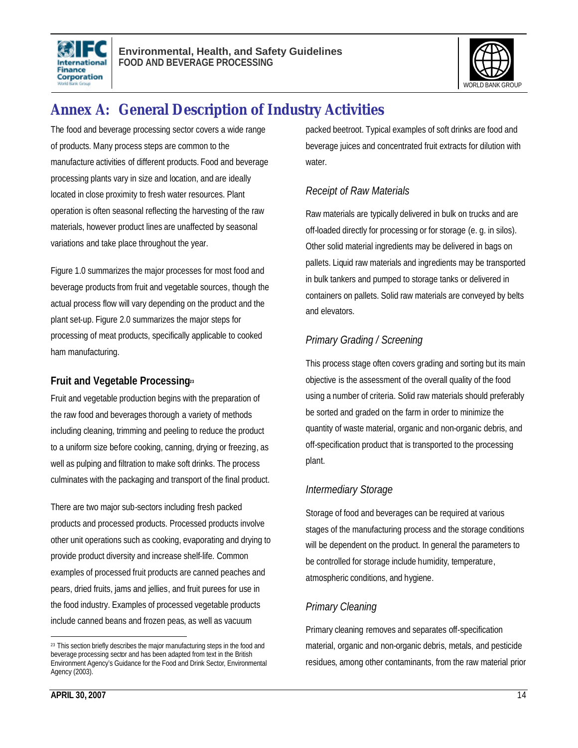# Annex A: General Description of Industry Activities

The food and beverage processing sector covers a wide range of products. Many process steps are common to the manufacture activities of different products. Food and beverage processing plants vary in size and location, and are ideally located in close proximity to fresh water resources. Plant operation is often seasonal reflecting the harvesting of the raw materials, however product lines are unaffected by seasonal variations and take place throughout the year.

Figure 1.0 summarizes the major processes for most food and beverage products from fruit and vegetable sources, though the actual process flow will vary depending on the product and the plant set-up. Figure 2.0 summarizes the major steps for processing of meat products, specifically applicable to cooked ham manufacturing.

## Fruit and Vegetable Processing[23]

Fruit and vegetable production begins with the preparation of the raw food and beverages thorough a variety of methods including cleaning, trimming and peeling to reduce the product to a uniform size before cooking, canning, drying or freezing, as well as pulping and filtration to make soft drinks. The process culminates with the packaging and transport of the final product.

There are two major sub-sectors including fresh packed products and processed products. Processed products involve other unit operations such as cooking, evaporating and drying to provide product diversity and increase shelf-life. Common examples of processed fruit products are canned peaches and pears, dried fruits, jams and jellies, and fruit purees for use in the food industry. Examples of processed vegetable products include canned beans and frozen peas, as well as vacuum packed beetroot. Typical examples of soft drinks are food and beverage juices and concentrated fruit extracts for dilution with water.

### *Receipt of Raw Materials*

Raw materials are typically delivered in bulk on trucks and are off-loaded directly for processing or for storage (e. g. in silos). Other solid material ingredients may be delivered in bags on pallets. Liquid raw materials and ingredients may be transported in bulk tankers and pumped to storage tanks or delivered in containers on pallets. Solid raw materials are conveyed by belts and elevators.

### *Primary Grading / Screening*

This process stage often covers grading and sorting but its main objective is the assessment of the overall quality of the food using a number of criteria. Solid raw materials should preferably be sorted and graded on the farm in order to minimize the quantity of waste material, organic and non-organic debris, and off-specification product that is transported to the processing plant.

### *Intermediary Storage*

Storage of food and beverages can be required at various stages of the manufacturing process and the storage conditions will be dependent on the product. In general the parameters to be controlled for storage include humidity, temperature, atmospheric conditions, and hygiene.

### *Primary Cleaning*

Primary cleaning removes and separates off-specification material, organic and non-organic debris, metals, and pesticide residues, among other contaminants, from the raw material prior

---

[23] This section briefly describes the major manufacturing steps in the food and beverage processing sector and has been adapted from text in the British Environment Agency's Guidance for the Food and Drink Sector, Environmental Agency (2003).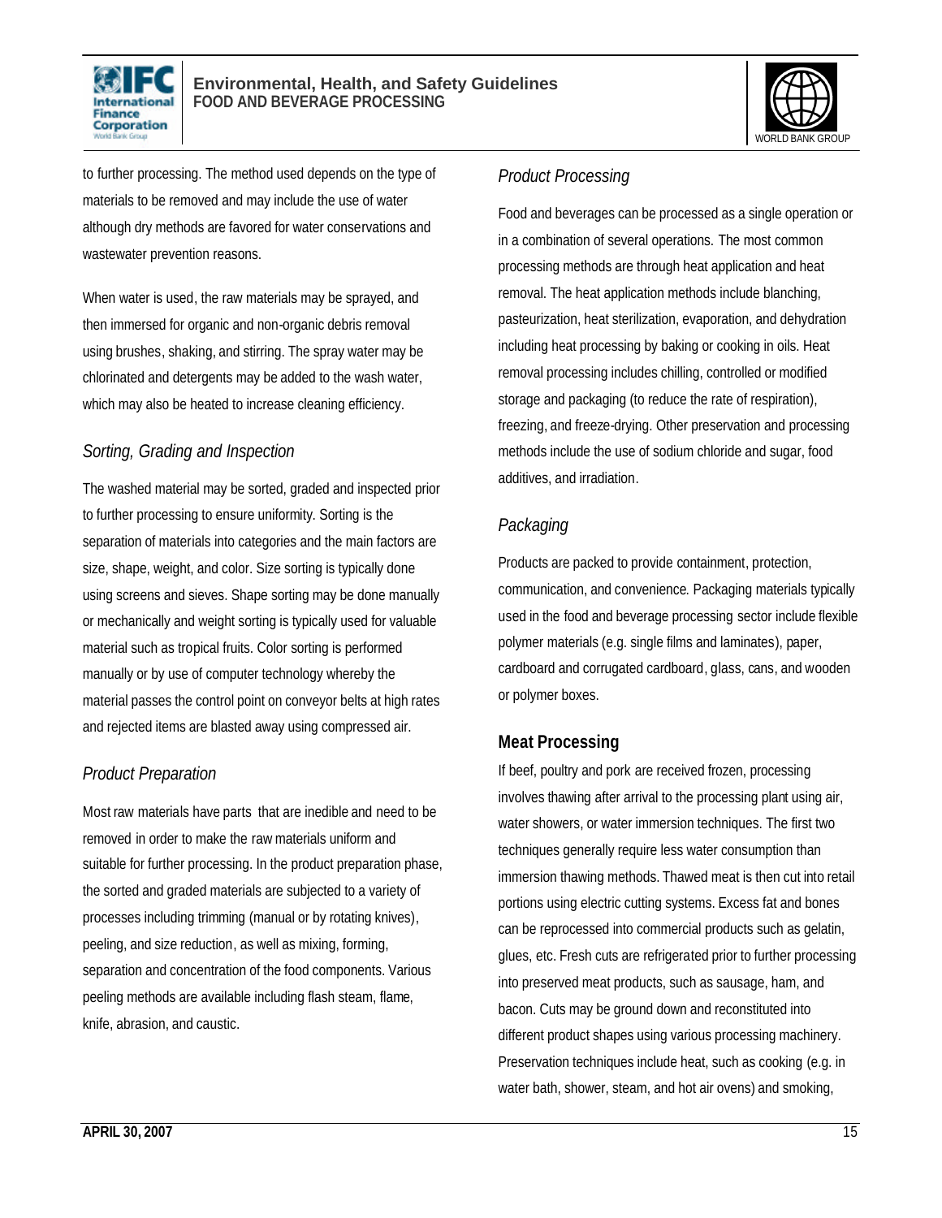to further processing. The method used depends on the type of materials to be removed and may include the use of water although dry methods are favored for water conservations and wastewater prevention reasons.

When water is used, the raw materials may be sprayed, and then immersed for organic and non-organic debris removal using brushes, shaking, and stirring. The spray water may be chlorinated and detergents may be added to the wash water, which may also be heated to increase cleaning efficiency.

### *Sorting, Grading and Inspection*

The washed material may be sorted, graded and inspected prior to further processing to ensure uniformity. Sorting is the separation of materials into categories and the main factors are size, shape, weight, and color. Size sorting is typically done using screens and sieves. Shape sorting may be done manually or mechanically and weight sorting is typically used for valuable material such as tropical fruits. Color sorting is performed manually or by use of computer technology whereby the material passes the control point on conveyor belts at high rates and rejected items are blasted away using compressed air.

### *Product Preparation*

Most raw materials have parts that are inedible and need to be removed in order to make the raw materials uniform and suitable for further processing. In the product preparation phase, the sorted and graded materials are subjected to a variety of processes including trimming (manual or by rotating knives), peeling, and size reduction, as well as mixing, forming, separation and concentration of the food components. Various peeling methods are available including flash steam, flame, knife, abrasion, and caustic.

### *Product Processing*

Food and beverages can be processed as a single operation or in a combination of several operations. The most common processing methods are through heat application and heat removal. The heat application methods include blanching, pasteurization, heat sterilization, evaporation, and dehydration including heat processing by baking or cooking in oils. Heat removal processing includes chilling, controlled or modified storage and packaging (to reduce the rate of respiration), freezing, and freeze-drying. Other preservation and processing methods include the use of sodium chloride and sugar, food additives, and irradiation.

### *Packaging*

Products are packed to provide containment, protection, communication, and convenience. Packaging materials typically used in the food and beverage processing sector include flexible polymer materials (e.g. single films and laminates), paper, cardboard and corrugated cardboard, glass, cans, and wooden or polymer boxes.

## Meat Processing

If beef, poultry and pork are received frozen, processing involves thawing after arrival to the processing plant using air, water showers, or water immersion techniques. The first two techniques generally require less water consumption than immersion thawing methods. Thawed meat is then cut into retail portions using electric cutting systems. Excess fat and bones can be reprocessed into commercial products such as gelatin, glues, etc. Fresh cuts are refrigerated prior to further processing into preserved meat products, such as sausage, ham, and bacon. Cuts may be ground down and reconstituted into different product shapes using various processing machinery. Preservation techniques include heat, such as cooking (e.g. in water bath, shower, steam, and hot air ovens) and smoking,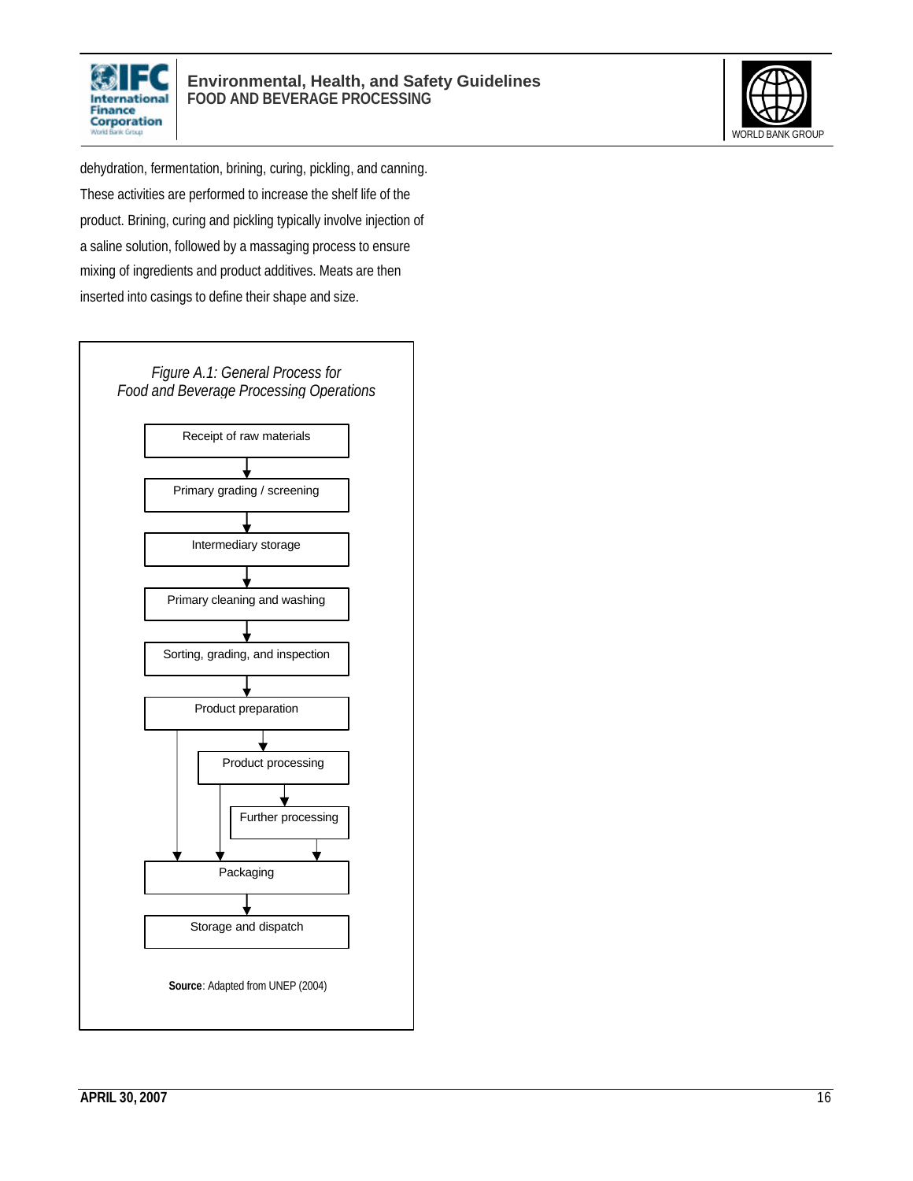dehydration, fermentation, brining, curing, pickling, and canning. These activities are performed to increase the shelf life of the product. Brining, curing and pickling typically involve injection of a saline solution, followed by a massaging process to ensure mixing of ingredients and product additives. Meats are then inserted into casings to define their shape and size.

*Figure A.1: General Process for Food and Beverage Processing Operations*

Receipt of raw materials → Primary grading / screening → Intermediary storage → Primary cleaning and washing → Sorting, grading, and inspection → Product preparation → Product processing → Further processing → Packaging → Storage and dispatch

**Source**: Adapted from UNEP (2004)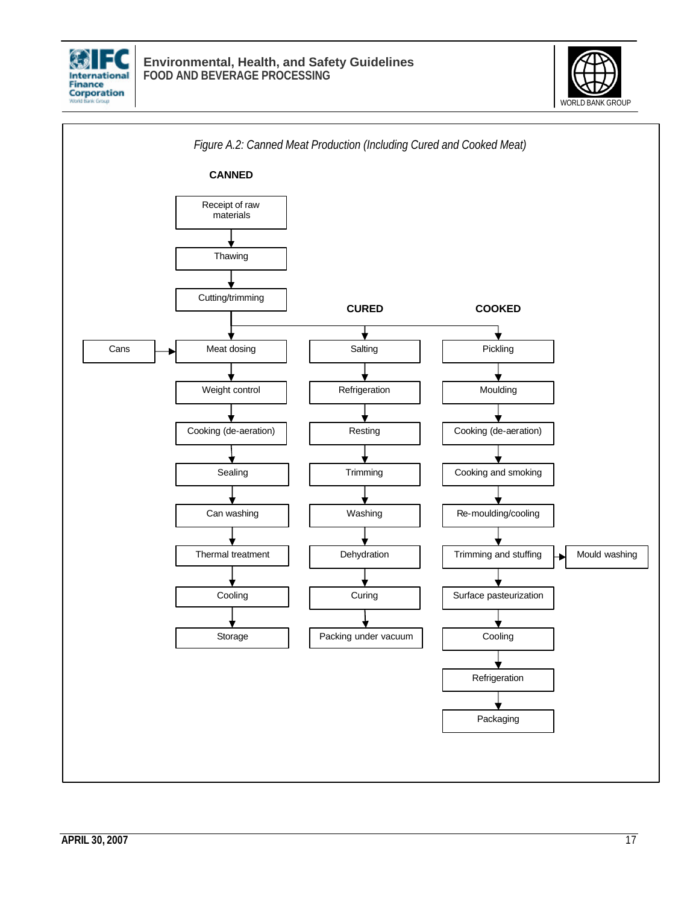*Figure A.2: Canned Meat Production (Including Cured and Cooked Meat)*

CANNED

Receipt of raw materials

Thawing

Cutting/trimming

CURED

COOKED

Cans

Meat dosing

Weight control

Cooking (de-aeration)

Sealing

Can washing

Thermal treatment

Cooling

Storage

Salting

Refrigeration

Resting

Trimming

Washing

Dehydration

Curing

Packing under vacuum

Pickling

Moulding

Cooking (de-aeration)

Cooking and smoking

Re-moulding/cooling

Trimming and stuffing

Mould washing

Surface pasteurization

Cooling

Refrigeration

Packaging